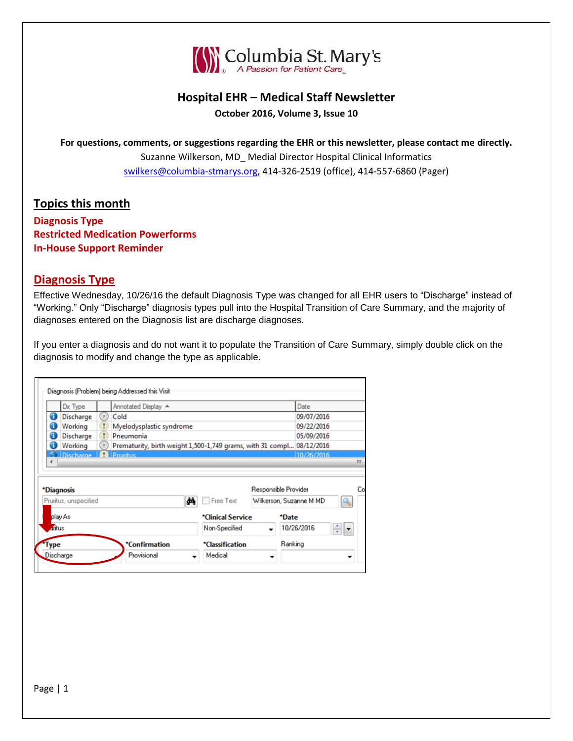Columbia St. Mary's
A Passion for Patient Care

# Hospital EHR – Medical Staff Newsletter

**October 2016, Volume 3, Issue 10**

**For questions, comments, or suggestions regarding the EHR or this newsletter, please contact me directly.**

Suzanne Wilkerson, MD_ Medial Director Hospital Clinical Informatics

swilkers@columbia-stmarys.org, 414-326-2519 (office), 414-557-6860 (Pager)

## Topics this month

**Diagnosis Type**
**Restricted Medication Powerforms**
**In-House Support Reminder**

## Diagnosis Type

Effective Wednesday, 10/26/16 the default Diagnosis Type was changed for all EHR users to "Discharge" instead of "Working." Only "Discharge" diagnosis types pull into the Hospital Transition of Care Summary, and the majority of diagnoses entered on the Diagnosis list are discharge diagnoses.

If you enter a diagnosis and do not want it to populate the Transition of Care Summary, simply double click on the diagnosis to modify and change the type as applicable.

Diagnosis (Problem) being Addressed this Visit

| Dx Type | Annotated Display | Date |
|---|---|---|
| Discharge | Cold | 09/07/2016 |
| Working | Myelodysplastic syndrome | 09/22/2016 |
| Discharge | Pneumonia | 05/09/2016 |
| Working | Prematurity, birth weight 1,500-1,749 grams, with 31 compl... | 08/12/2016 |
| Discharge | Pruritus | 10/26/2016 |

*Diagnosis: Pruritus, unspecified — Free Text — Responsible Provider: Wilkerson, Suzanne M MD

Display As: Pruritus — *Clinical Service: Non-Specified — *Date: 10/26/2016

*Type: Discharge — *Confirmation: Provisional — *Classification: Medical — Ranking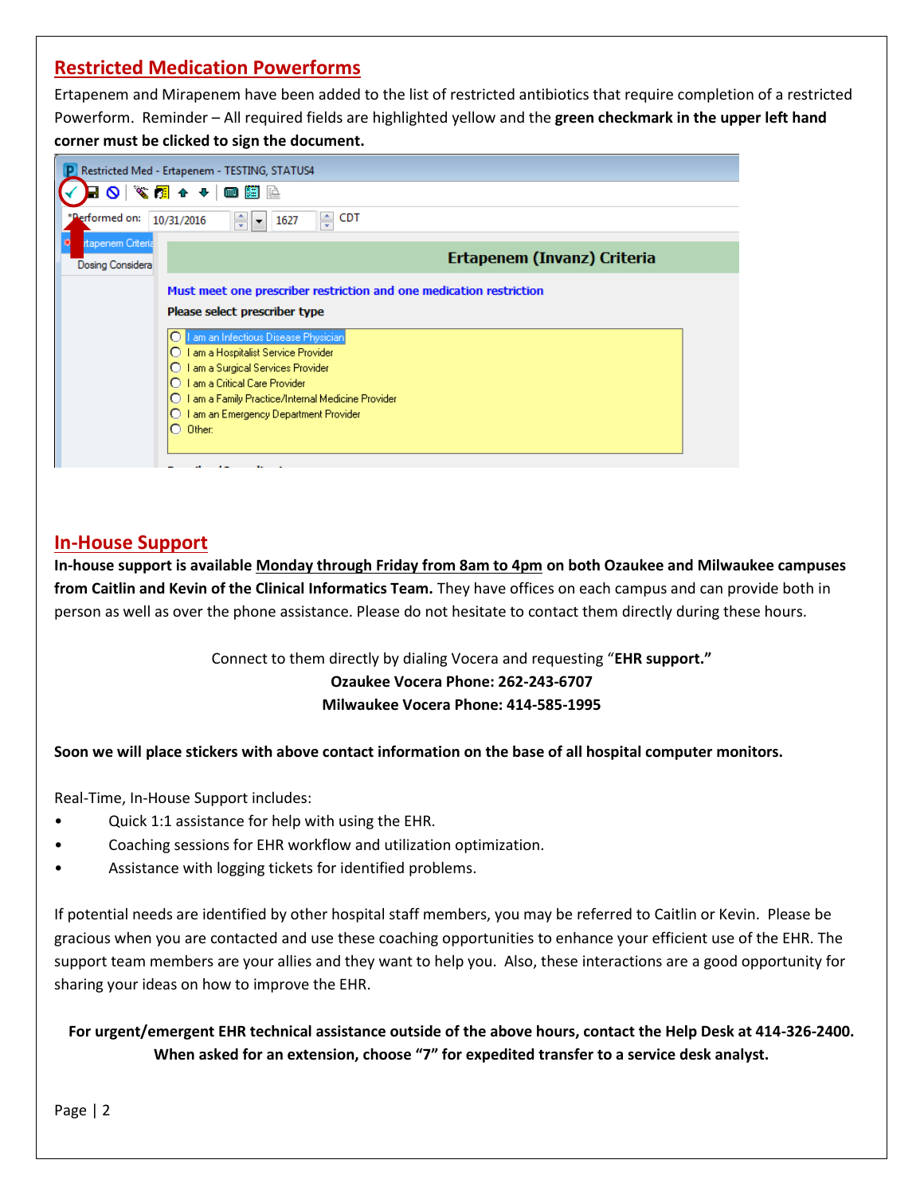## Restricted Medication Powerforms

Ertapenem and Mirapenem have been added to the list of restricted antibiotics that require completion of a restricted Powerform. Reminder – All required fields are highlighted yellow and the **green checkmark in the upper left hand corner must be clicked to sign the document.**

## In-House Support

**In-house support is available Monday through Friday from 8am to 4pm on both Ozaukee and Milwaukee campuses from Caitlin and Kevin of the Clinical Informatics Team.** They have offices on each campus and can provide both in person as well as over the phone assistance. Please do not hesitate to contact them directly during these hours.

Connect to them directly by dialing Vocera and requesting "**EHR support.**"

**Ozaukee Vocera Phone: 262-243-6707**

**Milwaukee Vocera Phone: 414-585-1995**

**Soon we will place stickers with above contact information on the base of all hospital computer monitors.**

Real-Time, In-House Support includes:

- Quick 1:1 assistance for help with using the EHR.
- Coaching sessions for EHR workflow and utilization optimization.
- Assistance with logging tickets for identified problems.

If potential needs are identified by other hospital staff members, you may be referred to Caitlin or Kevin. Please be gracious when you are contacted and use these coaching opportunities to enhance your efficient use of the EHR. The support team members are your allies and they want to help you. Also, these interactions are a good opportunity for sharing your ideas on how to improve the EHR.

**For urgent/emergent EHR technical assistance outside of the above hours, contact the Help Desk at 414-326-2400. When asked for an extension, choose "7" for expedited transfer to a service desk analyst.**